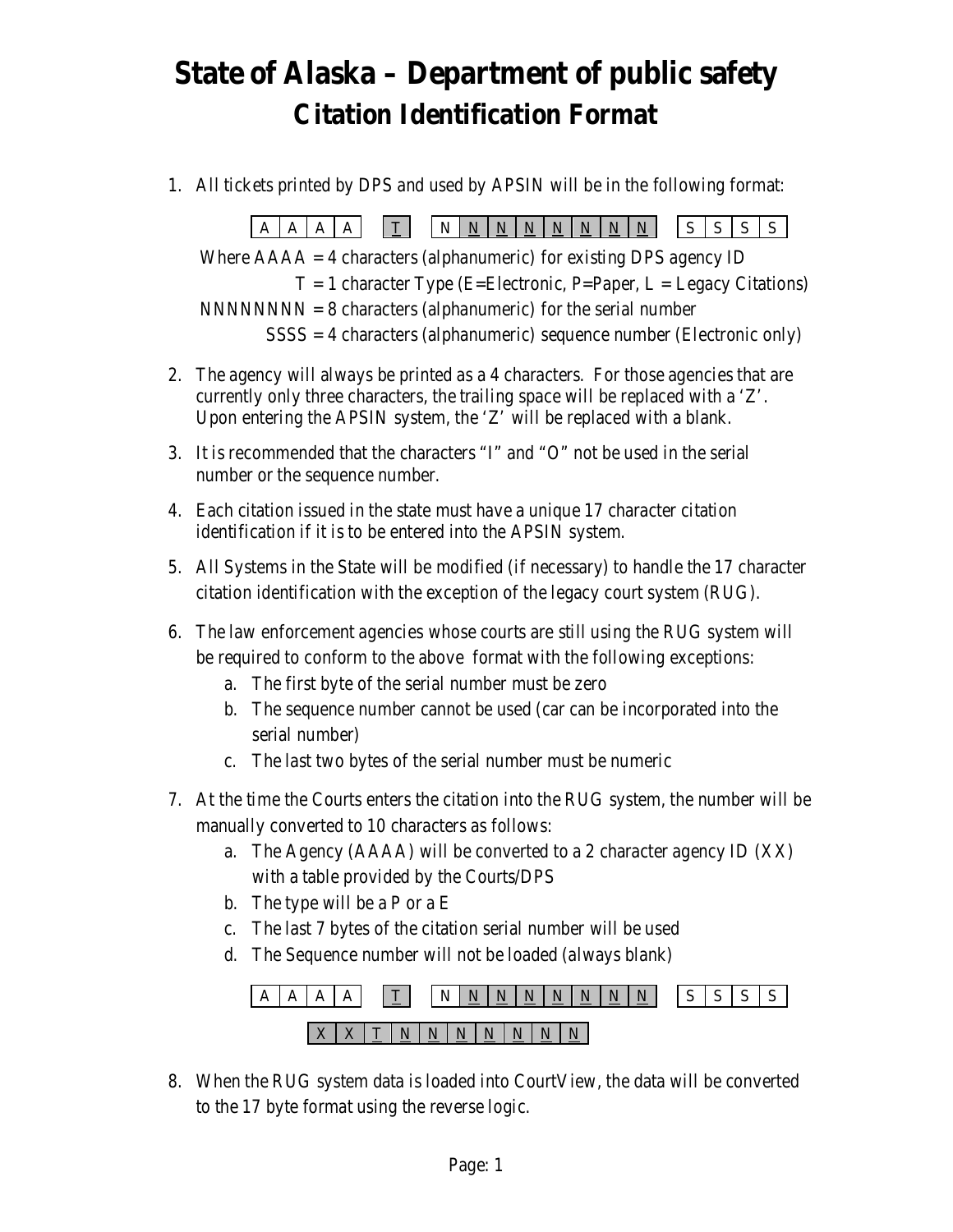# State of Alaska – Department of public safety
## Citation Identification Format

1. All tickets printed by DPS and used by APSIN will be in the following format:

   | A | A | A | A | | T | | N | N | N | N | N | N | N | N | | S | S | S | S |
   |---|---|---|---|---|---|---|---|---|---|---|---|---|---|---|---|---|---|---|---|

   Where AAAA = 4 characters (alphanumeric) for existing DPS agency ID
   T = 1 character Type (E=Electronic, P=Paper, L = Legacy Citations)
   NNNNNNNN = 8 characters (alphanumeric) for the serial number
   SSSS = 4 characters (alphanumeric) sequence number (Electronic only)

2. The agency will always be printed as a 4 characters. For those agencies that are currently only three characters, the trailing space will be replaced with a 'Z'. Upon entering the APSIN system, the 'Z' will be replaced with a blank.
3. It is recommended that the characters "I" and "O" not be used in the serial number or the sequence number.
4. Each citation issued in the state must have a unique 17 character citation identification if it is to be entered into the APSIN system.
5. All Systems in the State will be modified (if necessary) to handle the 17 character citation identification with the exception of the legacy court system (RUG).
6. The law enforcement agencies whose courts are still using the RUG system will be required to conform to the above format with the following exceptions:
   a. The first byte of the serial number must be zero
   b. The sequence number cannot be used (car can be incorporated into the serial number)
   c. The last two bytes of the serial number must be numeric
7. At the time the Courts enters the citation into the RUG system, the number will be manually converted to 10 characters as follows:
   a. The Agency (AAAA) will be converted to a 2 character agency ID (XX) with a table provided by the Courts/DPS
   b. The type will be a P or a E
   c. The last 7 bytes of the citation serial number will be used
   d. The Sequence number will not be loaded (always blank)

   | A | A | A | A | | T | | N | N | N | N | N | N | N | N | | S | S | S | S |
   |---|---|---|---|---|---|---|---|---|---|---|---|---|---|---|---|---|---|---|---|

   | X | X | T | N | N | N | N | N | N | N |
   |---|---|---|---|---|---|---|---|---|---|

8. When the RUG system data is loaded into CourtView, the data will be converted to the 17 byte format using the reverse logic.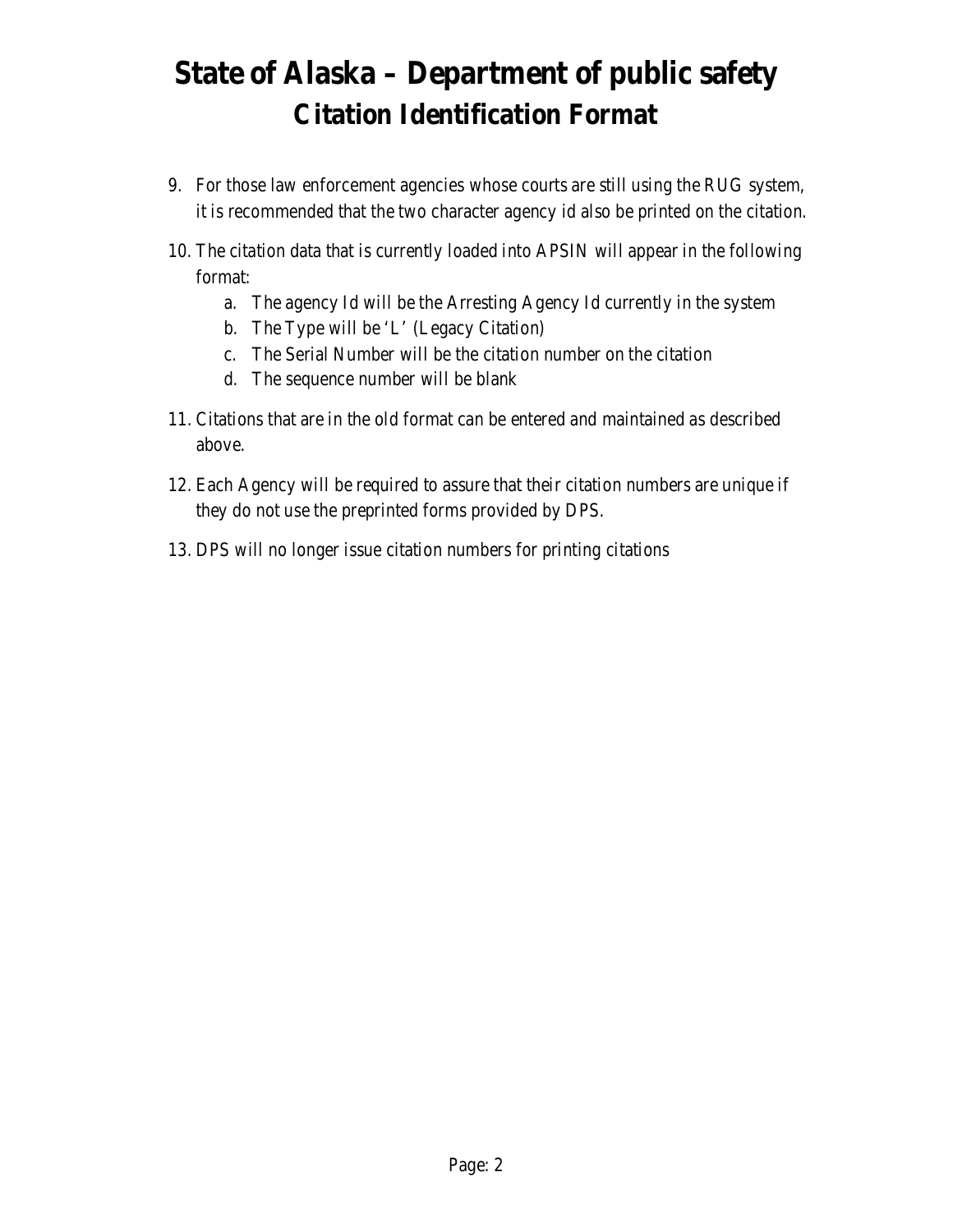# State of Alaska – Department of public safety

## Citation Identification Format

9. For those law enforcement agencies whose courts are still using the RUG system, it is recommended that the two character agency id also be printed on the citation.
10. The citation data that is currently loaded into APSIN will appear in the following format:
    a. The agency Id will be the Arresting Agency Id currently in the system
    b. The Type will be 'L' (Legacy Citation)
    c. The Serial Number will be the citation number on the citation
    d. The sequence number will be blank
11. Citations that are in the old format can be entered and maintained as described above.
12. Each Agency will be required to assure that their citation numbers are unique if they do not use the preprinted forms provided by DPS.
13. DPS will no longer issue citation numbers for printing citations